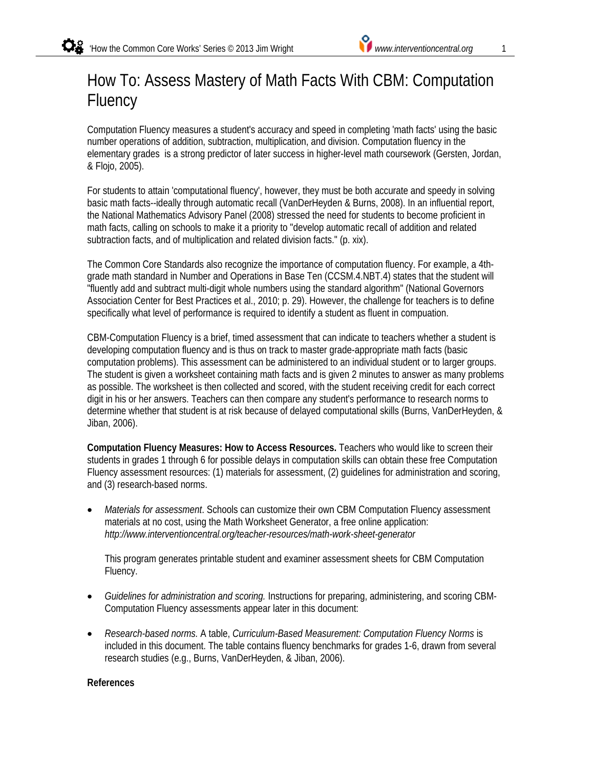# How To: Assess Mastery of Math Facts With CBM: Computation Fluency

Computation Fluency measures a student's accuracy and speed in completing 'math facts' using the basic number operations of addition, subtraction, multiplication, and division. Computation fluency in the elementary grades is a strong predictor of later success in higher-level math coursework (Gersten, Jordan, & Flojo, 2005).

For students to attain 'computational fluency', however, they must be both accurate and speedy in solving basic math facts--ideally through automatic recall (VanDerHeyden & Burns, 2008). In an influential report, the National Mathematics Advisory Panel (2008) stressed the need for students to become proficient in math facts, calling on schools to make it a priority to "develop automatic recall of addition and related subtraction facts, and of multiplication and related division facts." (p. xix).

The Common Core Standards also recognize the importance of computation fluency. For example, a 4th-grade math standard in Number and Operations in Base Ten (CCSM.4.NBT.4) states that the student will "fluently add and subtract multi-digit whole numbers using the standard algorithm" (National Governors Association Center for Best Practices et al., 2010; p. 29). However, the challenge for teachers is to define specifically what level of performance is required to identify a student as fluent in compuation.

CBM-Computation Fluency is a brief, timed assessment that can indicate to teachers whether a student is developing computation fluency and is thus on track to master grade-appropriate math facts (basic computation problems). This assessment can be administered to an individual student or to larger groups. The student is given a worksheet containing math facts and is given 2 minutes to answer as many problems as possible. The worksheet is then collected and scored, with the student receiving credit for each correct digit in his or her answers. Teachers can then compare any student's performance to research norms to determine whether that student is at risk because of delayed computational skills (Burns, VanDerHeyden, & Jiban, 2006).

**Computation Fluency Measures: How to Access Resources.** Teachers who would like to screen their students in grades 1 through 6 for possible delays in computation skills can obtain these free Computation Fluency assessment resources: (1) materials for assessment, (2) guidelines for administration and scoring, and (3) research-based norms.

- *Materials for assessment*. Schools can customize their own CBM Computation Fluency assessment materials at no cost, using the Math Worksheet Generator, a free online application: *http://www.interventioncentral.org/teacher-resources/math-work-sheet-generator*

  This program generates printable student and examiner assessment sheets for CBM Computation Fluency.

- *Guidelines for administration and scoring.* Instructions for preparing, administering, and scoring CBM-Computation Fluency assessments appear later in this document:

- *Research-based norms.* A table, *Curriculum-Based Measurement: Computation Fluency Norms* is included in this document. The table contains fluency benchmarks for grades 1-6, drawn from several research studies (e.g., Burns, VanDerHeyden, & Jiban, 2006).

**References**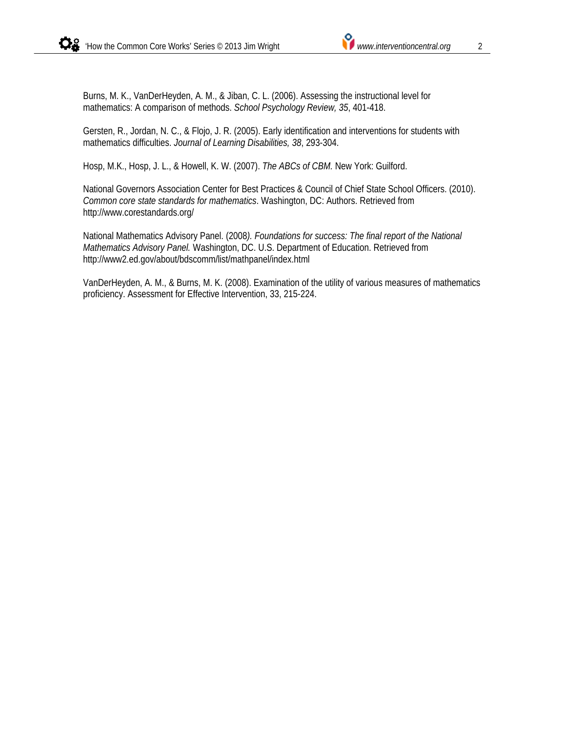Burns, M. K., VanDerHeyden, A. M., & Jiban, C. L. (2006). Assessing the instructional level for mathematics: A comparison of methods. *School Psychology Review, 35*, 401-418.

Gersten, R., Jordan, N. C., & Flojo, J. R. (2005). Early identification and interventions for students with mathematics difficulties. *Journal of Learning Disabilities, 38*, 293-304.

Hosp, M.K., Hosp, J. L., & Howell, K. W. (2007). *The ABCs of CBM.* New York: Guilford.

National Governors Association Center for Best Practices & Council of Chief State School Officers. (2010). *Common core state standards for mathematics*. Washington, DC: Authors. Retrieved from http://www.corestandards.org/

National Mathematics Advisory Panel. (2008*). Foundations for success: The final report of the National Mathematics Advisory Panel.* Washington, DC. U.S. Department of Education. Retrieved from http://www2.ed.gov/about/bdscomm/list/mathpanel/index.html

VanDerHeyden, A. M., & Burns, M. K. (2008). Examination of the utility of various measures of mathematics proficiency. Assessment for Effective Intervention, 33, 215-224.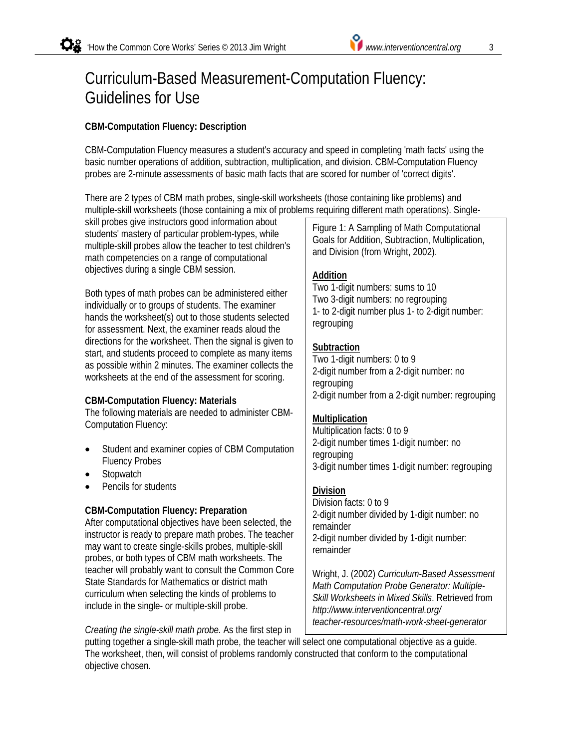# Curriculum-Based Measurement-Computation Fluency: Guidelines for Use

**CBM-Computation Fluency: Description**

CBM-Computation Fluency measures a student's accuracy and speed in completing 'math facts' using the basic number operations of addition, subtraction, multiplication, and division. CBM-Computation Fluency probes are 2-minute assessments of basic math facts that are scored for number of 'correct digits'.

There are 2 types of CBM math probes, single-skill worksheets (those containing like problems) and multiple-skill worksheets (those containing a mix of problems requiring different math operations). Single-skill probes give instructors good information about students' mastery of particular problem-types, while multiple-skill probes allow the teacher to test children's math competencies on a range of computational objectives during a single CBM session.

Both types of math probes can be administered either individually or to groups of students. The examiner hands the worksheet(s) out to those students selected for assessment. Next, the examiner reads aloud the directions for the worksheet. Then the signal is given to start, and students proceed to complete as many items as possible within 2 minutes. The examiner collects the worksheets at the end of the assessment for scoring.

**CBM-Computation Fluency: Materials**

The following materials are needed to administer CBM-Computation Fluency:

- Student and examiner copies of CBM Computation Fluency Probes
- Stopwatch
- Pencils for students

**CBM-Computation Fluency: Preparation**

After computational objectives have been selected, the instructor is ready to prepare math probes. The teacher may want to create single-skills probes, multiple-skill probes, or both types of CBM math worksheets. The teacher will probably want to consult the Common Core State Standards for Mathematics or district math curriculum when selecting the kinds of problems to include in the single- or multiple-skill probe.

*Creating the single-skill math probe.* As the first step in putting together a single-skill math probe, the teacher will select one computational objective as a guide. The worksheet, then, will consist of problems randomly constructed that conform to the computational objective chosen.

Figure 1: A Sampling of Math Computational Goals for Addition, Subtraction, Multiplication, and Division (from Wright, 2002).

**Addition**

Two 1-digit numbers: sums to 10
Two 3-digit numbers: no regrouping
1- to 2-digit number plus 1- to 2-digit number: regrouping

**Subtraction**

Two 1-digit numbers: 0 to 9
2-digit number from a 2-digit number: no regrouping
2-digit number from a 2-digit number: regrouping

**Multiplication**

Multiplication facts: 0 to 9
2-digit number times 1-digit number: no regrouping
3-digit number times 1-digit number: regrouping

**Division**

Division facts: 0 to 9
2-digit number divided by 1-digit number: no remainder
2-digit number divided by 1-digit number: remainder

Wright, J. (2002) *Curriculum-Based Assessment Math Computation Probe Generator: Multiple-Skill Worksheets in Mixed Skills*. Retrieved from *http://www.interventioncentral.org/teacher-resources/math-work-sheet-generator*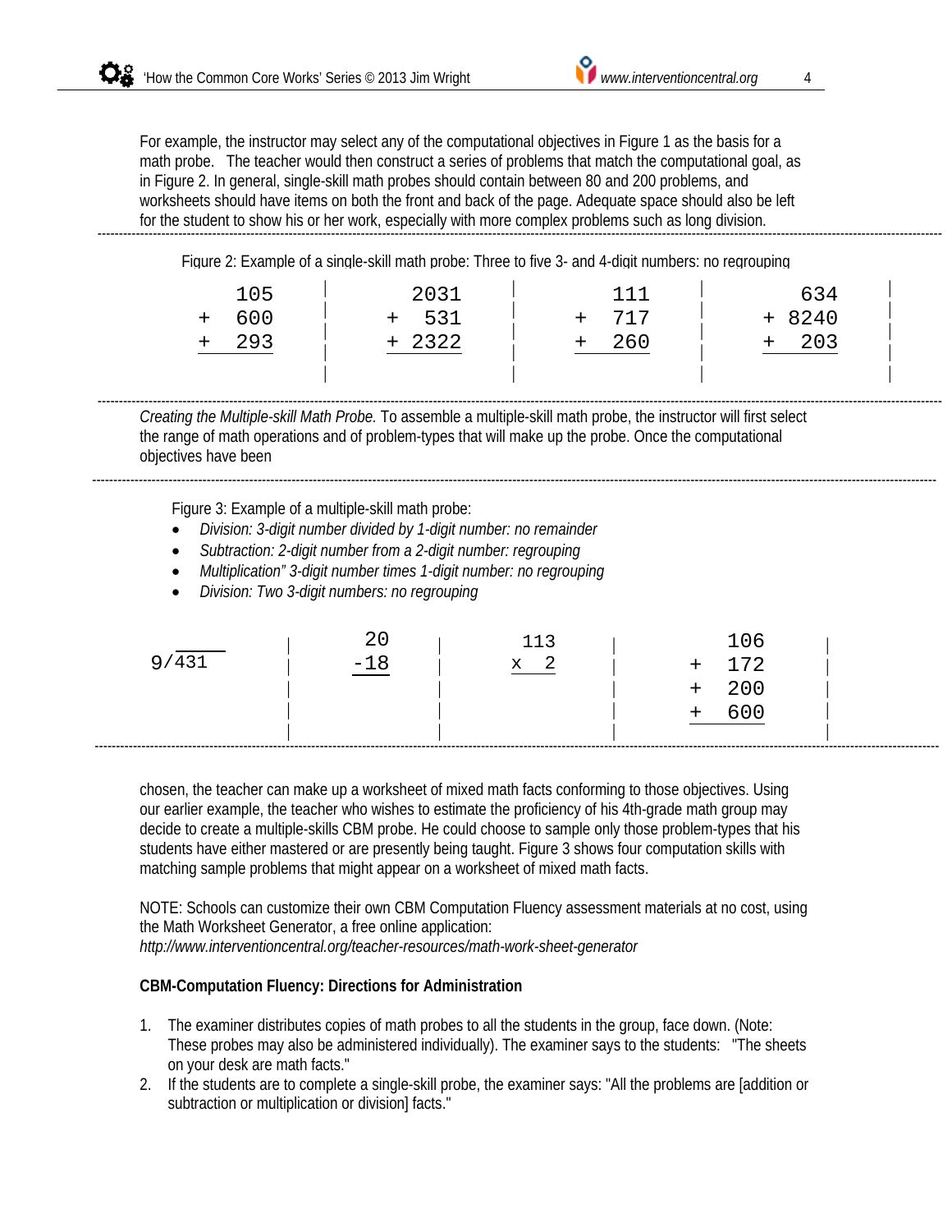For example, the instructor may select any of the computational objectives in Figure 1 as the basis for a math probe. The teacher would then construct a series of problems that match the computational goal, as in Figure 2. In general, single-skill math probes should contain between 80 and 200 problems, and worksheets should have items on both the front and back of the page. Adequate space should also be left for the student to show his or her work, especially with more complex problems such as long division.

Figure 2: Example of a single-skill math probe: Three to five 3- and 4-digit numbers: no regrouping

```
   105   |    2031   |     111   |    634
+  600   |  +  531   |  +  717   | + 8240
+  293   |  + 2322   |  +  260   | +  203
```

*Creating the Multiple-skill Math Probe.* To assemble a multiple-skill math probe, the instructor will first select the range of math operations and of problem-types that will make up the probe. Once the computational objectives have been

Figure 3: Example of a multiple-skill math probe:

- *Division: 3-digit number divided by 1-digit number: no remainder*
- *Subtraction: 2-digit number from a 2-digit number: regrouping*
- *Multiplication" 3-digit number times 1-digit number: no regrouping*
- *Division: Two 3-digit numbers: no regrouping*

```
9/431   |   20   |   113   |    106
        |  -18   |  x  2   |  + 172
        |        |         |  + 200
        |        |         |  + 600
```

chosen, the teacher can make up a worksheet of mixed math facts conforming to those objectives. Using our earlier example, the teacher who wishes to estimate the proficiency of his 4th-grade math group may decide to create a multiple-skills CBM probe. He could choose to sample only those problem-types that his students have either mastered or are presently being taught. Figure 3 shows four computation skills with matching sample problems that might appear on a worksheet of mixed math facts.

NOTE: Schools can customize their own CBM Computation Fluency assessment materials at no cost, using the Math Worksheet Generator, a free online application:
*http://www.interventioncentral.org/teacher-resources/math-work-sheet-generator*

**CBM-Computation Fluency: Directions for Administration**

1. The examiner distributes copies of math probes to all the students in the group, face down. (Note: These probes may also be administered individually). The examiner says to the students: "The sheets on your desk are math facts."
2. If the students are to complete a single-skill probe, the examiner says: "All the problems are [addition or subtraction or multiplication or division] facts."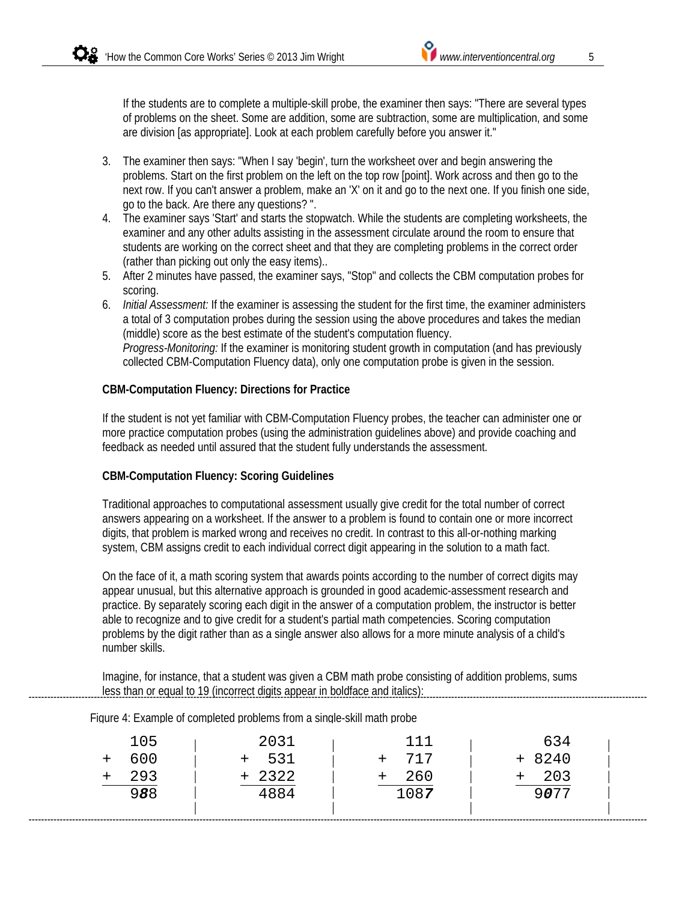If the students are to complete a multiple-skill probe, the examiner then says: "There are several types of problems on the sheet. Some are addition, some are subtraction, some are multiplication, and some are division [as appropriate]. Look at each problem carefully before you answer it."

3. The examiner then says: "When I say 'begin', turn the worksheet over and begin answering the problems. Start on the first problem on the left on the top row [point]. Work across and then go to the next row. If you can't answer a problem, make an 'X' on it and go to the next one. If you finish one side, go to the back. Are there any questions? ".
4. The examiner says 'Start' and starts the stopwatch. While the students are completing worksheets, the examiner and any other adults assisting in the assessment circulate around the room to ensure that students are working on the correct sheet and that they are completing problems in the correct order (rather than picking out only the easy items)..
5. After 2 minutes have passed, the examiner says, "Stop" and collects the CBM computation probes for scoring.
6. *Initial Assessment:* If the examiner is assessing the student for the first time, the examiner administers a total of 3 computation probes during the session using the above procedures and takes the median (middle) score as the best estimate of the student's computation fluency.
   *Progress-Monitoring:* If the examiner is monitoring student growth in computation (and has previously collected CBM-Computation Fluency data), only one computation probe is given in the session.

**CBM-Computation Fluency: Directions for Practice**

If the student is not yet familiar with CBM-Computation Fluency probes, the teacher can administer one or more practice computation probes (using the administration guidelines above) and provide coaching and feedback as needed until assured that the student fully understands the assessment.

**CBM-Computation Fluency: Scoring Guidelines**

Traditional approaches to computational assessment usually give credit for the total number of correct answers appearing on a worksheet. If the answer to a problem is found to contain one or more incorrect digits, that problem is marked wrong and receives no credit. In contrast to this all-or-nothing marking system, CBM assigns credit to each individual correct digit appearing in the solution to a math fact.

On the face of it, a math scoring system that awards points according to the number of correct digits may appear unusual, but this alternative approach is grounded in good academic-assessment research and practice. By separately scoring each digit in the answer of a computation problem, the instructor is better able to recognize and to give credit for a student's partial math competencies. Scoring computation problems by the digit rather than as a single answer also allows for a more minute analysis of a child's number skills.

Imagine, for instance, that a student was given a CBM math probe consisting of addition problems, sums less than or equal to 19 (incorrect digits appear in boldface and italics):

Figure 4: Example of completed problems from a single-skill math probe

| | | | |
|---|---|---|---|
| 105<br>+ 600<br>+ 293<br>9***8***8 | 2031<br>+ 531<br>+ 2322<br>4884 | 111<br>+ 717<br>+ 260<br>108***7*** | 634<br>+ 8240<br>+ 203<br>9***0***77 |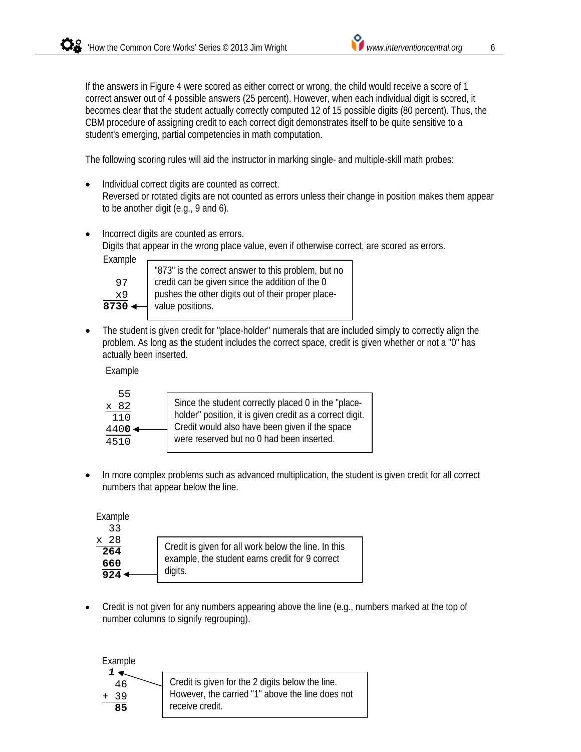If the answers in Figure 4 were scored as either correct or wrong, the child would receive a score of 1 correct answer out of 4 possible answers (25 percent). However, when each individual digit is scored, it becomes clear that the student actually correctly computed 12 of 15 possible digits (80 percent). Thus, the CBM procedure of assigning credit to each correct digit demonstrates itself to be quite sensitive to a student's emerging, partial competencies in math computation.

The following scoring rules will aid the instructor in marking single- and multiple-skill math probes:

- Individual correct digits are counted as correct.
  Reversed or rotated digits are not counted as errors unless their change in position makes them appear to be another digit (e.g., 9 and 6).

- Incorrect digits are counted as errors.
  Digits that appear in the wrong place value, even if otherwise correct, are scored as errors.

  Example

```
  97
  x9
8730 <-
```

  "873" is the correct answer to this problem, but no credit can be given since the addition of the 0 pushes the other digits out of their proper place-value positions.

- The student is given credit for "place-holder" numerals that are included simply to correctly align the problem. As long as the student includes the correct space, credit is given whether or not a "0" has actually been inserted.

  Example

```
   55
 x 82
  110
 4400 <-
 4510
```

  Since the student correctly placed 0 in the "place-holder" position, it is given credit as a correct digit. Credit would also have been given if the space were reserved but no 0 had been inserted.

- In more complex problems such as advanced multiplication, the student is given credit for all correct numbers that appear below the line.

  Example

```
  33
x 28
 264
 660
 924 <-
```

  Credit is given for all work below the line. In this example, the student earns credit for 9 correct digits.

- Credit is not given for any numbers appearing above the line (e.g., numbers marked at the top of number columns to signify regrouping).

  Example

```
  1 <-
  46
+ 39
  85
```

  Credit is given for the 2 digits below the line. However, the carried "1" above the line does not receive credit.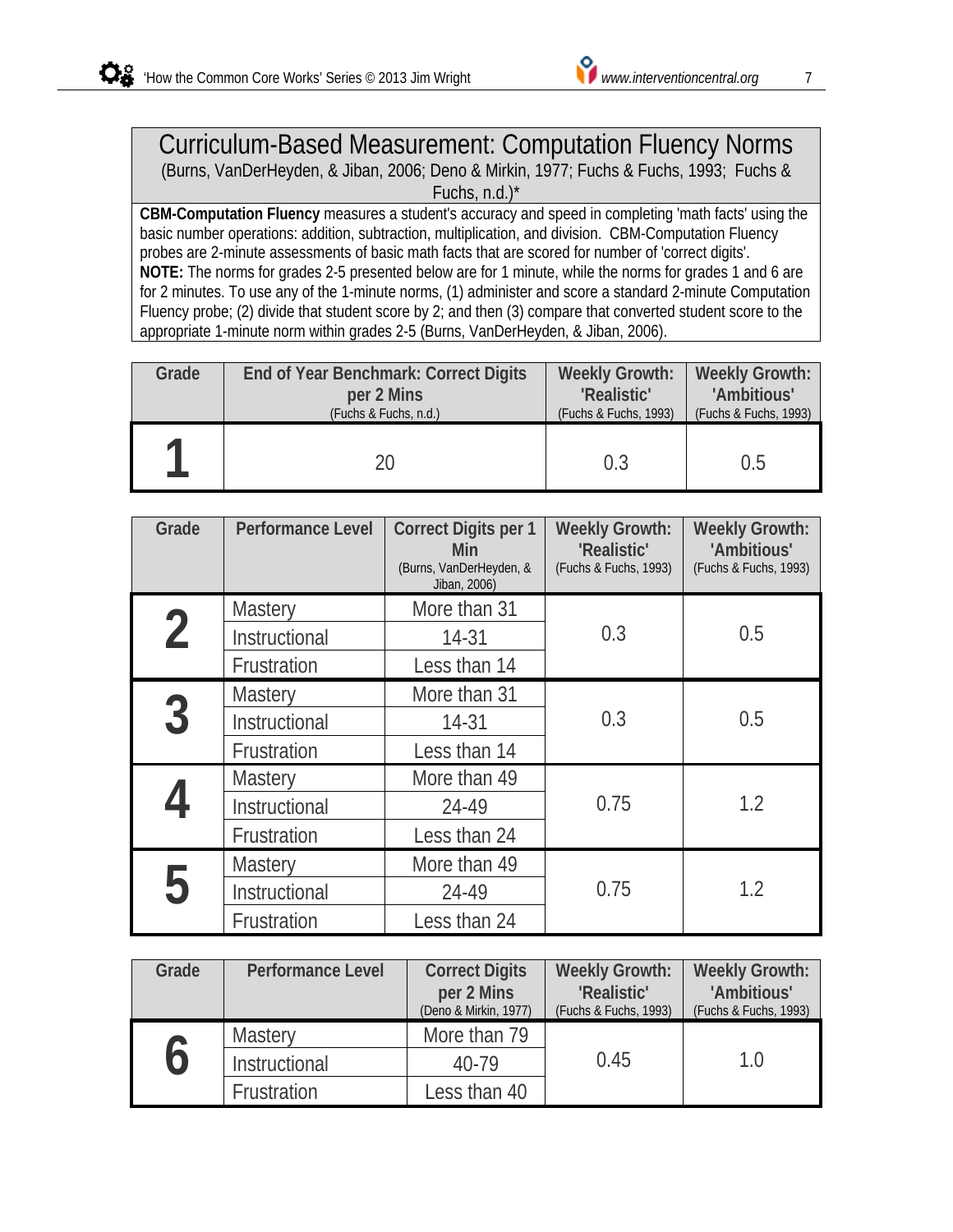# Curriculum-Based Measurement: Computation Fluency Norms

(Burns, VanDerHeyden, & Jiban, 2006; Deno & Mirkin, 1977; Fuchs & Fuchs, 1993; Fuchs & Fuchs, n.d.)*

**CBM-Computation Fluency** measures a student's accuracy and speed in completing 'math facts' using the basic number operations: addition, subtraction, multiplication, and division. CBM-Computation Fluency probes are 2-minute assessments of basic math facts that are scored for number of 'correct digits'.
**NOTE:** The norms for grades 2-5 presented below are for 1 minute, while the norms for grades 1 and 6 are for 2 minutes. To use any of the 1-minute norms, (1) administer and score a standard 2-minute Computation Fluency probe; (2) divide that student score by 2; and then (3) compare that converted student score to the appropriate 1-minute norm within grades 2-5 (Burns, VanDerHeyden, & Jiban, 2006).

| Grade | End of Year Benchmark: Correct Digits per 2 Mins (Fuchs & Fuchs, n.d.) | Weekly Growth: 'Realistic' (Fuchs & Fuchs, 1993) | Weekly Growth: 'Ambitious' (Fuchs & Fuchs, 1993) |
|---|---|---|---|
| 1 | 20 | 0.3 | 0.5 |

| Grade | Performance Level | Correct Digits per 1 Min (Burns, VanDerHeyden, & Jiban, 2006) | Weekly Growth: 'Realistic' (Fuchs & Fuchs, 1993) | Weekly Growth: 'Ambitious' (Fuchs & Fuchs, 1993) |
|---|---|---|---|---|
| 2 | Mastery | More than 31 | 0.3 | 0.5 |
| | Instructional | 14-31 | | |
| | Frustration | Less than 14 | | |
| 3 | Mastery | More than 31 | 0.3 | 0.5 |
| | Instructional | 14-31 | | |
| | Frustration | Less than 14 | | |
| 4 | Mastery | More than 49 | 0.75 | 1.2 |
| | Instructional | 24-49 | | |
| | Frustration | Less than 24 | | |
| 5 | Mastery | More than 49 | 0.75 | 1.2 |
| | Instructional | 24-49 | | |
| | Frustration | Less than 24 | | |

| Grade | Performance Level | Correct Digits per 2 Mins (Deno & Mirkin, 1977) | Weekly Growth: 'Realistic' (Fuchs & Fuchs, 1993) | Weekly Growth: 'Ambitious' (Fuchs & Fuchs, 1993) |
|---|---|---|---|---|
| 6 | Mastery | More than 79 | 0.45 | 1.0 |
| | Instructional | 40-79 | | |
| | Frustration | Less than 40 | | |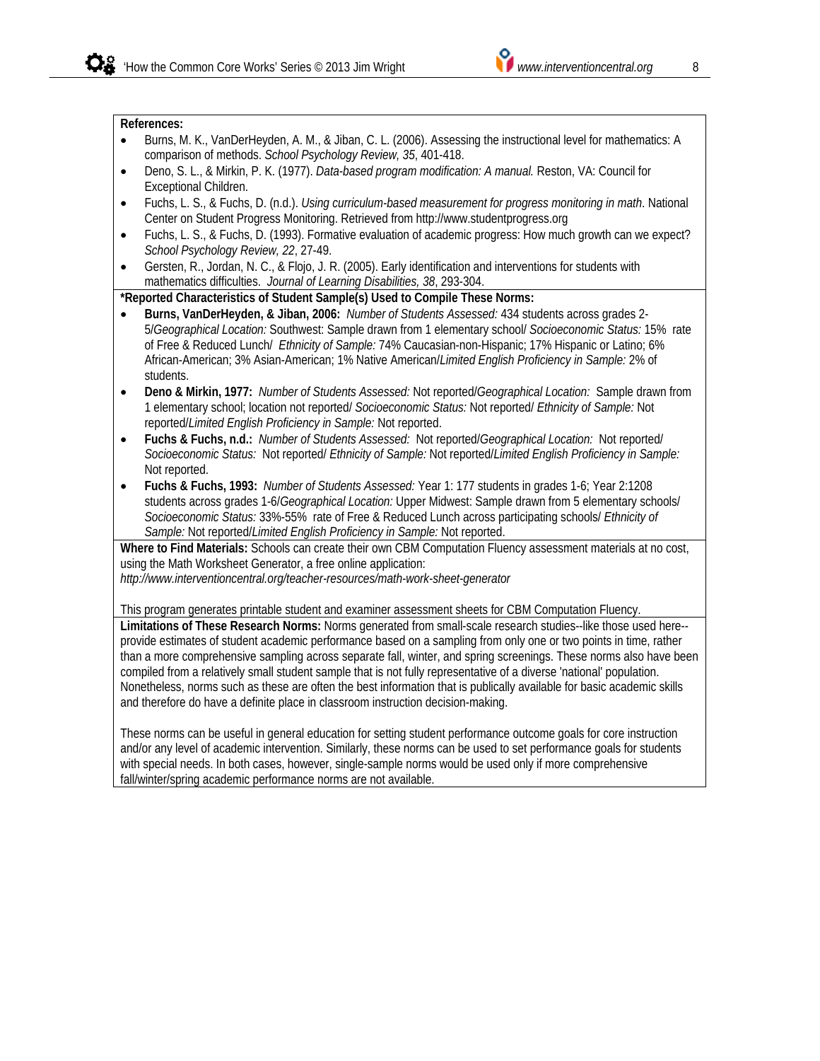**References:**

- Burns, M. K., VanDerHeyden, A. M., & Jiban, C. L. (2006). Assessing the instructional level for mathematics: A comparison of methods. *School Psychology Review, 35*, 401-418.
- Deno, S. L., & Mirkin, P. K. (1977). *Data-based program modification: A manual.* Reston, VA: Council for Exceptional Children.
- Fuchs, L. S., & Fuchs, D. (n.d.). *Using curriculum-based measurement for progress monitoring in math*. National Center on Student Progress Monitoring. Retrieved from http://www.studentprogress.org
- Fuchs, L. S., & Fuchs, D. (1993). Formative evaluation of academic progress: How much growth can we expect? *School Psychology Review, 22*, 27-49.
- Gersten, R., Jordan, N. C., & Flojo, J. R. (2005). Early identification and interventions for students with mathematics difficulties. *Journal of Learning Disabilities, 38*, 293-304.

**\*Reported Characteristics of Student Sample(s) Used to Compile These Norms:**

- **Burns, VanDerHeyden, & Jiban, 2006:** *Number of Students Assessed:* 434 students across grades 2-5/*Geographical Location:* Southwest: Sample drawn from 1 elementary school/ *Socioeconomic Status:* 15% rate of Free & Reduced Lunch/ *Ethnicity of Sample:* 74% Caucasian-non-Hispanic; 17% Hispanic or Latino; 6% African-American; 3% Asian-American; 1% Native American/*Limited English Proficiency in Sample:* 2% of students.
- **Deno & Mirkin, 1977:** *Number of Students Assessed:* Not reported/*Geographical Location:* Sample drawn from 1 elementary school; location not reported/ *Socioeconomic Status:* Not reported/ *Ethnicity of Sample:* Not reported/*Limited English Proficiency in Sample:* Not reported.
- **Fuchs & Fuchs, n.d.:** *Number of Students Assessed:* Not reported/*Geographical Location:* Not reported/ *Socioeconomic Status:* Not reported/ *Ethnicity of Sample:* Not reported/*Limited English Proficiency in Sample:* Not reported.
- **Fuchs & Fuchs, 1993:** *Number of Students Assessed:* Year 1: 177 students in grades 1-6; Year 2:1208 students across grades 1-6/*Geographical Location:* Upper Midwest: Sample drawn from 5 elementary schools/ *Socioeconomic Status:* 33%-55% rate of Free & Reduced Lunch across participating schools/ *Ethnicity of Sample:* Not reported/*Limited English Proficiency in Sample:* Not reported.

**Where to Find Materials:** Schools can create their own CBM Computation Fluency assessment materials at no cost, using the Math Worksheet Generator, a free online application:
*http://www.interventioncentral.org/teacher-resources/math-work-sheet-generator*

This program generates printable student and examiner assessment sheets for CBM Computation Fluency.

**Limitations of These Research Norms:** Norms generated from small-scale research studies--like those used here--provide estimates of student academic performance based on a sampling from only one or two points in time, rather than a more comprehensive sampling across separate fall, winter, and spring screenings. These norms also have been compiled from a relatively small student sample that is not fully representative of a diverse 'national' population. Nonetheless, norms such as these are often the best information that is publically available for basic academic skills and therefore do have a definite place in classroom instruction decision-making.

These norms can be useful in general education for setting student performance outcome goals for core instruction and/or any level of academic intervention. Similarly, these norms can be used to set performance goals for students with special needs. In both cases, however, single-sample norms would be used only if more comprehensive fall/winter/spring academic performance norms are not available.